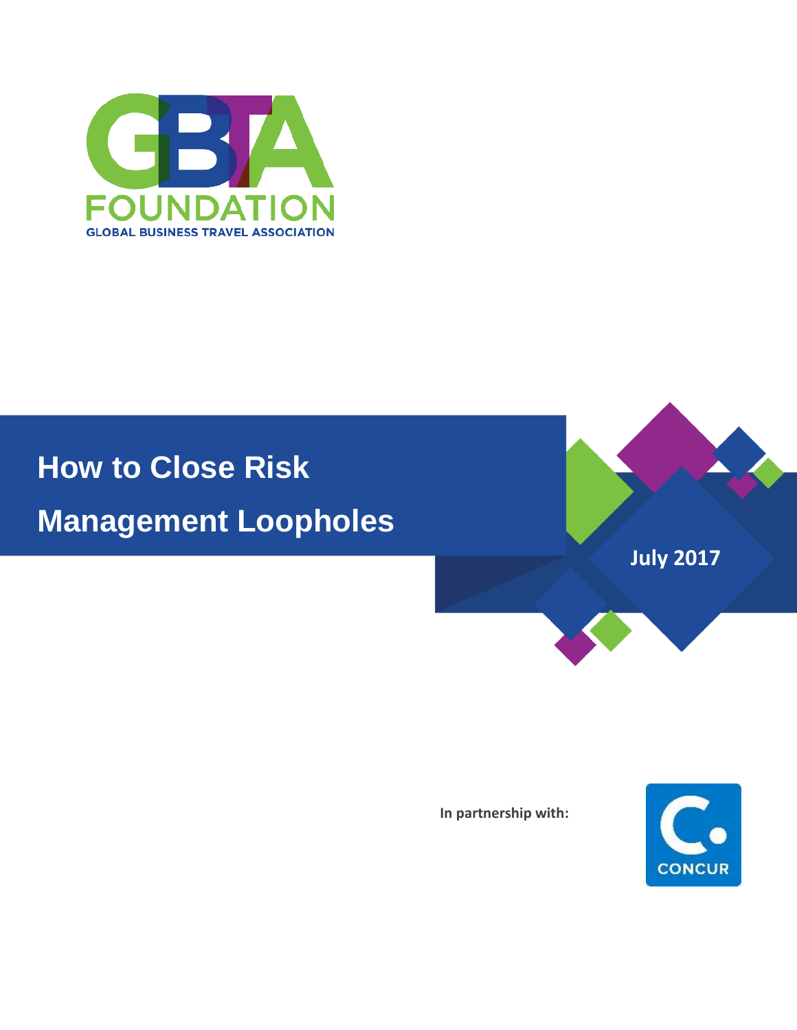GBTA FOUNDATION

GLOBAL BUSINESS TRAVEL ASSOCIATION

# How to Close Risk Management Loopholes

July 2017

In partnership with:

CONCUR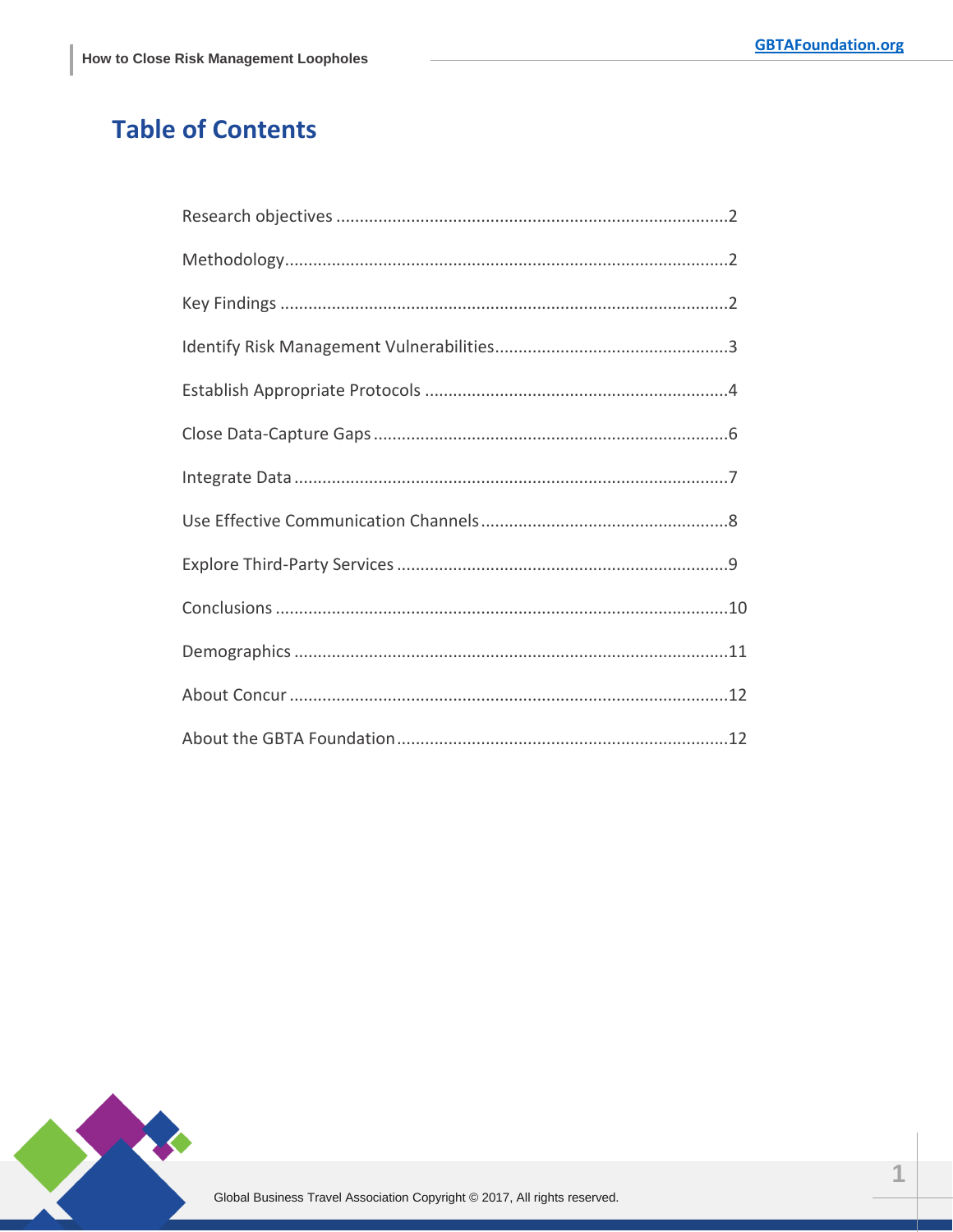# Table of Contents

Research objectives ........................................................................................2

Methodology...................................................................................................2

Key Findings ...................................................................................................2

Identify Risk Management Vulnerabilities.......................................................3

Establish Appropriate Protocols .....................................................................4

Close Data-Capture Gaps ...............................................................................6

Integrate Data ................................................................................................7

Use Effective Communication Channels.........................................................8

Explore Third-Party Services ..........................................................................9

Conclusions ...................................................................................................10

Demographics ...............................................................................................11

About Concur ................................................................................................12

About the GBTA Foundation..........................................................................12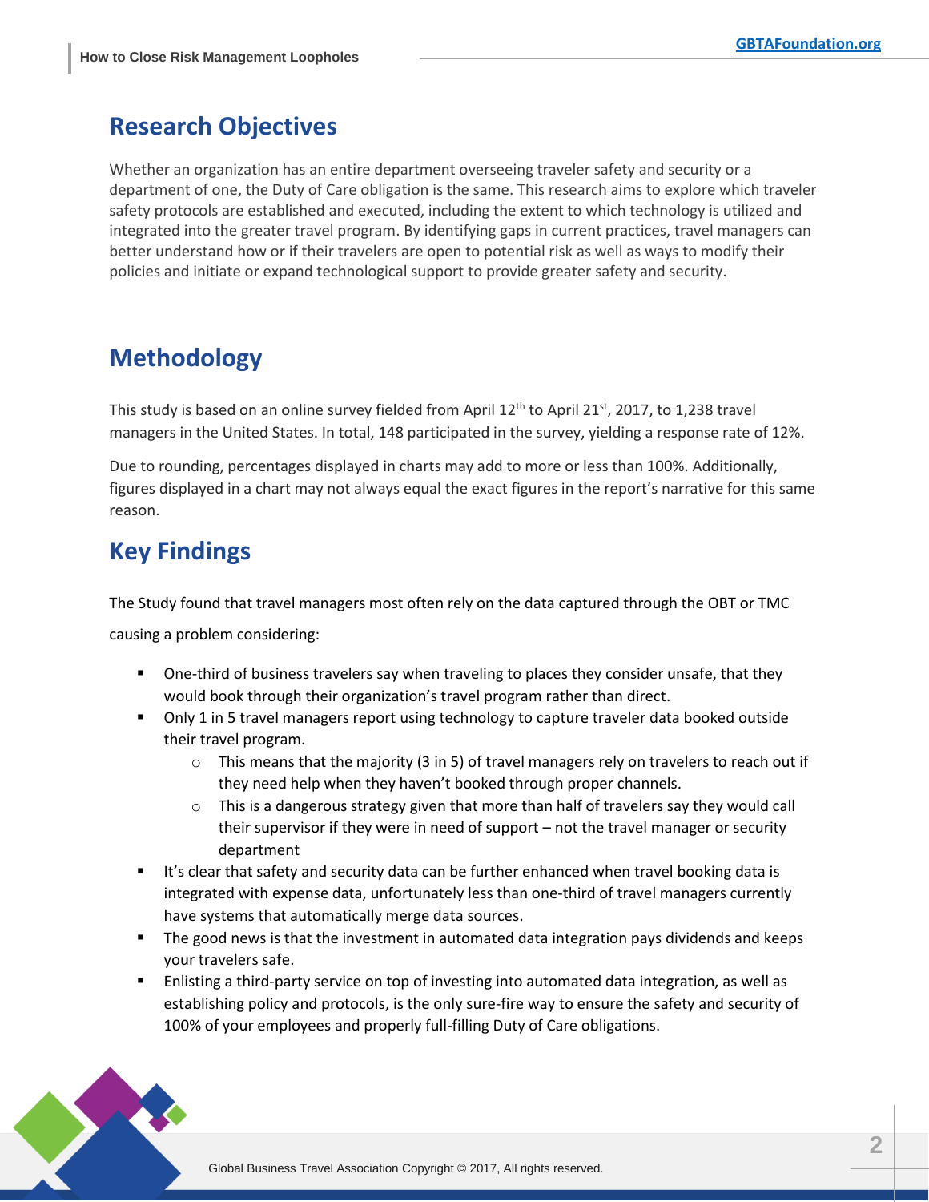## Research Objectives

Whether an organization has an entire department overseeing traveler safety and security or a department of one, the Duty of Care obligation is the same. This research aims to explore which traveler safety protocols are established and executed, including the extent to which technology is utilized and integrated into the greater travel program. By identifying gaps in current practices, travel managers can better understand how or if their travelers are open to potential risk as well as ways to modify their policies and initiate or expand technological support to provide greater safety and security.

## Methodology

This study is based on an online survey fielded from April 12th to April 21st, 2017, to 1,238 travel managers in the United States. In total, 148 participated in the survey, yielding a response rate of 12%.

Due to rounding, percentages displayed in charts may add to more or less than 100%. Additionally, figures displayed in a chart may not always equal the exact figures in the report's narrative for this same reason.

## Key Findings

The Study found that travel managers most often rely on the data captured through the OBT or TMC causing a problem considering:

- One-third of business travelers say when traveling to places they consider unsafe, that they would book through their organization's travel program rather than direct.
- Only 1 in 5 travel managers report using technology to capture traveler data booked outside their travel program.
  - This means that the majority (3 in 5) of travel managers rely on travelers to reach out if they need help when they haven't booked through proper channels.
  - This is a dangerous strategy given that more than half of travelers say they would call their supervisor if they were in need of support – not the travel manager or security department
- It's clear that safety and security data can be further enhanced when travel booking data is integrated with expense data, unfortunately less than one-third of travel managers currently have systems that automatically merge data sources.
- The good news is that the investment in automated data integration pays dividends and keeps your travelers safe.
- Enlisting a third-party service on top of investing into automated data integration, as well as establishing policy and protocols, is the only sure-fire way to ensure the safety and security of 100% of your employees and properly full-filling Duty of Care obligations.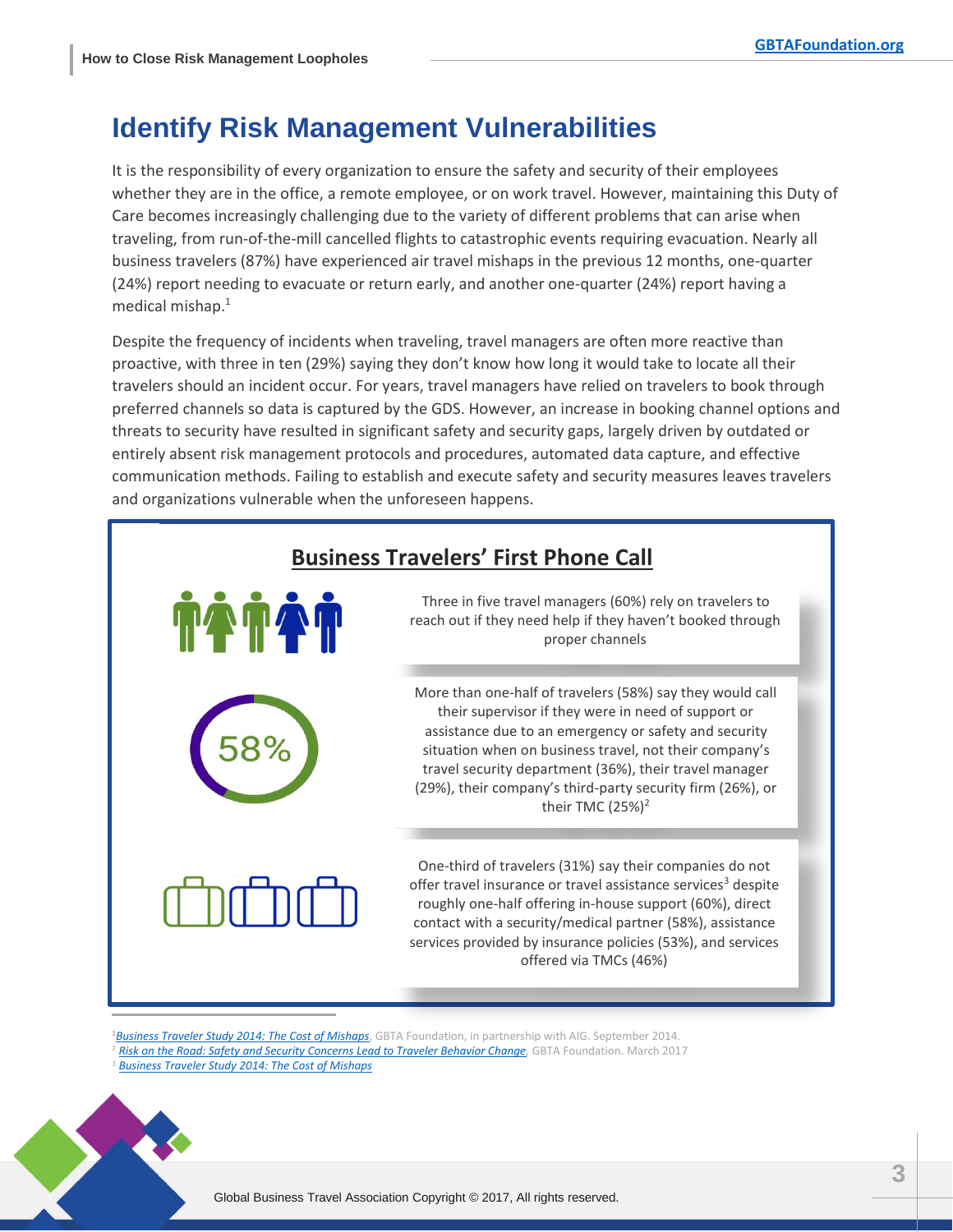# Identify Risk Management Vulnerabilities

It is the responsibility of every organization to ensure the safety and security of their employees whether they are in the office, a remote employee, or on work travel. However, maintaining this Duty of Care becomes increasingly challenging due to the variety of different problems that can arise when traveling, from run-of-the-mill cancelled flights to catastrophic events requiring evacuation. Nearly all business travelers (87%) have experienced air travel mishaps in the previous 12 months, one-quarter (24%) report needing to evacuate or return early, and another one-quarter (24%) report having a medical mishap.[1]

Despite the frequency of incidents when traveling, travel managers are often more reactive than proactive, with three in ten (29%) saying they don't know how long it would take to locate all their travelers should an incident occur. For years, travel managers have relied on travelers to book through preferred channels so data is captured by the GDS. However, an increase in booking channel options and threats to security have resulted in significant safety and security gaps, largely driven by outdated or entirely absent risk management protocols and procedures, automated data capture, and effective communication methods. Failing to establish and execute safety and security measures leaves travelers and organizations vulnerable when the unforeseen happens.

## Business Travelers' First Phone Call

Three in five travel managers (60%) rely on travelers to reach out if they need help if they haven't booked through proper channels

58%

More than one-half of travelers (58%) say they would call their supervisor if they were in need of support or assistance due to an emergency or safety and security situation when on business travel, not their company's travel security department (36%), their travel manager (29%), their company's third-party security firm (26%), or their TMC (25%)[2]

One-third of travelers (31%) say their companies do not offer travel insurance or travel assistance services[3] despite roughly one-half offering in-house support (60%), direct contact with a security/medical partner (58%), assistance services provided by insurance policies (53%), and services offered via TMCs (46%)

[1] *Business Traveler Study 2014: The Cost of Mishaps*, GBTA Foundation, in partnership with AIG. September 2014.
[2] *Risk on the Road: Safety and Security Concerns Lead to Traveler Behavior Change*, GBTA Foundation. March 2017
[3] *Business Traveler Study 2014: The Cost of Mishaps*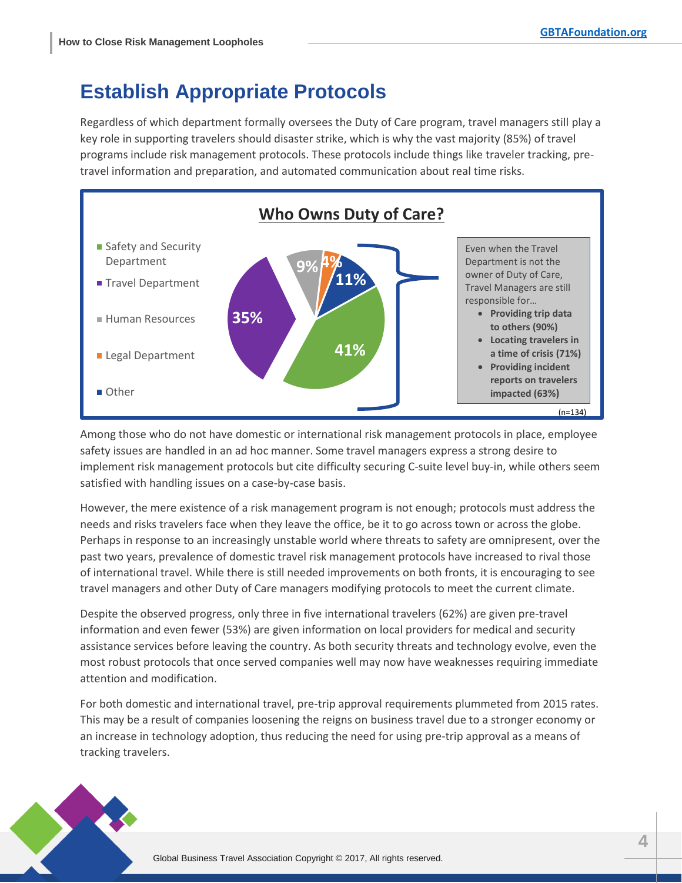# Establish Appropriate Protocols

Regardless of which department formally oversees the Duty of Care program, travel managers still play a key role in supporting travelers should disaster strike, which is why the vast majority (85%) of travel programs include risk management protocols. These protocols include things like traveler tracking, pre-travel information and preparation, and automated communication about real time risks.

**Who Owns Duty of Care?**

Safety and Security Department

Travel Department

Human Resources

Legal Department

Other

35%

9%

4%

11%

41%

Even when the Travel Department is not the owner of Duty of Care, Travel Managers are still responsible for…

- **Providing trip data to others (90%)**
- **Locating travelers in a time of crisis (71%)**
- **Providing incident reports on travelers impacted (63%)**

(n=134)

Among those who do not have domestic or international risk management protocols in place, employee safety issues are handled in an ad hoc manner. Some travel managers express a strong desire to implement risk management protocols but cite difficulty securing C-suite level buy-in, while others seem satisfied with handling issues on a case-by-case basis.

However, the mere existence of a risk management program is not enough; protocols must address the needs and risks travelers face when they leave the office, be it to go across town or across the globe. Perhaps in response to an increasingly unstable world where threats to safety are omnipresent, over the past two years, prevalence of domestic travel risk management protocols have increased to rival those of international travel. While there is still needed improvements on both fronts, it is encouraging to see travel managers and other Duty of Care managers modifying protocols to meet the current climate.

Despite the observed progress, only three in five international travelers (62%) are given pre-travel information and even fewer (53%) are given information on local providers for medical and security assistance services before leaving the country. As both security threats and technology evolve, even the most robust protocols that once served companies well may now have weaknesses requiring immediate attention and modification.

For both domestic and international travel, pre-trip approval requirements plummeted from 2015 rates. This may be a result of companies loosening the reigns on business travel due to a stronger economy or an increase in technology adoption, thus reducing the need for using pre-trip approval as a means of tracking travelers.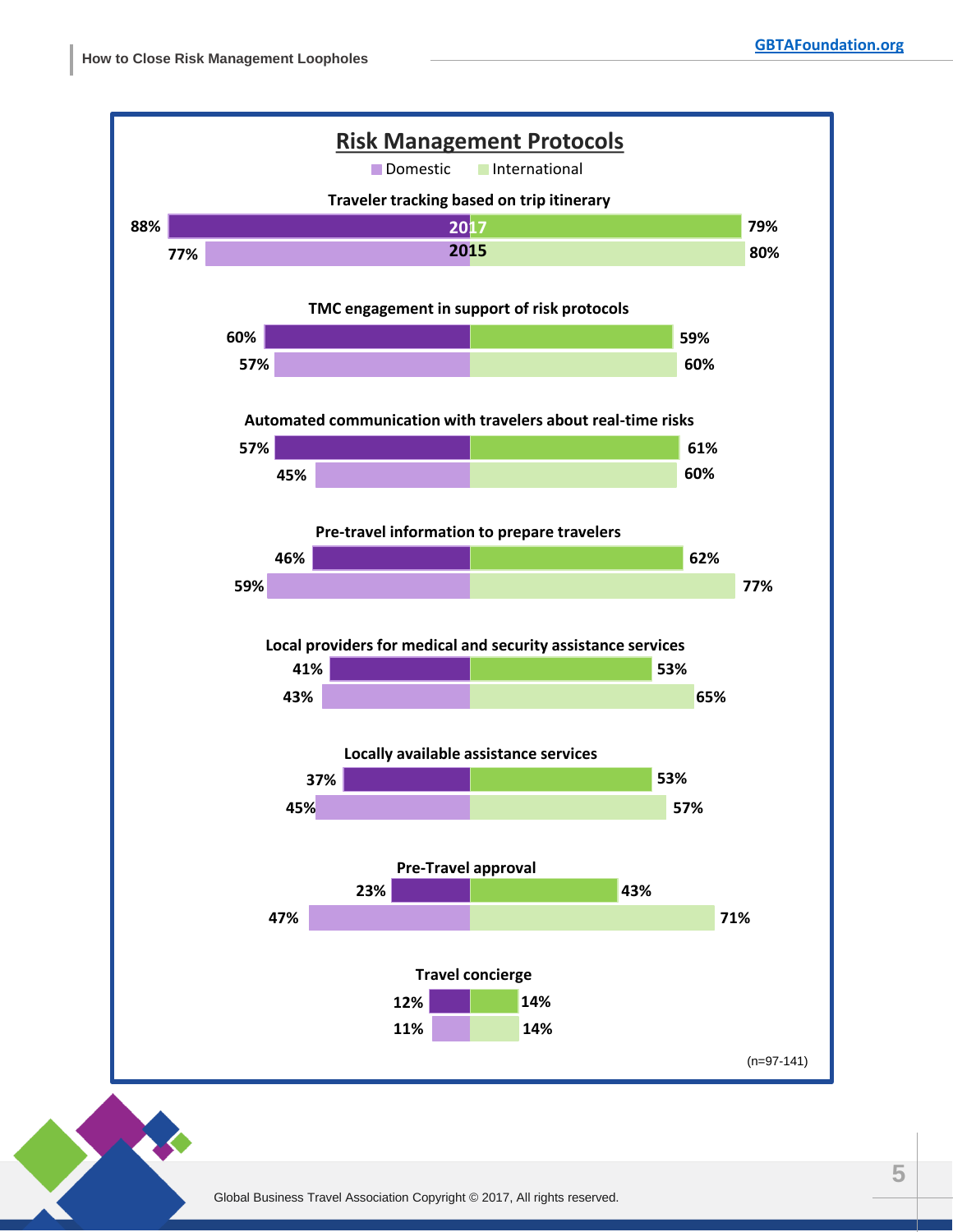## Risk Management Protocols

Domestic International

Traveler tracking based on trip itinerary

88% 2017 79%

77% 2015 80%

TMC engagement in support of risk protocols

60% 59%

57% 60%

Automated communication with travelers about real-time risks

57% 61%

45% 60%

Pre-travel information to prepare travelers

46% 62%

59% 77%

Local providers for medical and security assistance services

41% 53%

43% 65%

Locally available assistance services

37% 53%

45% 57%

Pre-Travel approval

23% 43%

47% 71%

Travel concierge

12% 14%

11% 14%

(n=97-141)

Global Business Travel Association Copyright © 2017, All rights reserved.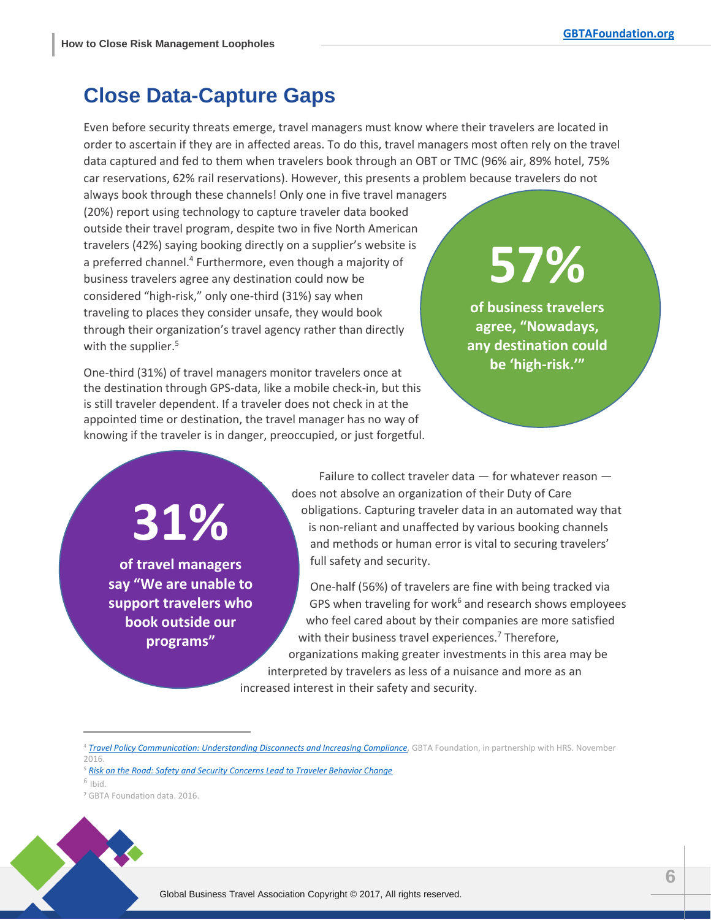## Close Data-Capture Gaps

Even before security threats emerge, travel managers must know where their travelers are located in order to ascertain if they are in affected areas. To do this, travel managers most often rely on the travel data captured and fed to them when travelers book through an OBT or TMC (96% air, 89% hotel, 75% car reservations, 62% rail reservations). However, this presents a problem because travelers do not always book through these channels! Only one in five travel managers (20%) report using technology to capture traveler data booked outside their travel program, despite two in five North American travelers (42%) saying booking directly on a supplier's website is a preferred channel.[4] Furthermore, even though a majority of business travelers agree any destination could now be considered "high-risk," only one-third (31%) say when traveling to places they consider unsafe, they would book through their organization's travel agency rather than directly with the supplier.[5]

**57%**

**of business travelers agree, "Nowadays, any destination could be 'high-risk.'"**

One-third (31%) of travel managers monitor travelers once at the destination through GPS-data, like a mobile check-in, but this is still traveler dependent. If a traveler does not check in at the appointed time or destination, the travel manager has no way of knowing if the traveler is in danger, preoccupied, or just forgetful.

**31%**

**of travel managers say "We are unable to support travelers who book outside our programs"**

Failure to collect traveler data — for whatever reason — does not absolve an organization of their Duty of Care obligations. Capturing traveler data in an automated way that is non-reliant and unaffected by various booking channels and methods or human error is vital to securing travelers' full safety and security.

One-half (56%) of travelers are fine with being tracked via GPS when traveling for work[6] and research shows employees who feel cared about by their companies are more satisfied with their business travel experiences.[7] Therefore, organizations making greater investments in this area may be interpreted by travelers as less of a nuisance and more as an increased interest in their safety and security.

---

[4] *Travel Policy Communication: Understanding Disconnects and Increasing Compliance*, GBTA Foundation, in partnership with HRS. November 2016.

[5] *Risk on the Road: Safety and Security Concerns Lead to Traveler Behavior Change*

[6] Ibid.

[7] GBTA Foundation data. 2016.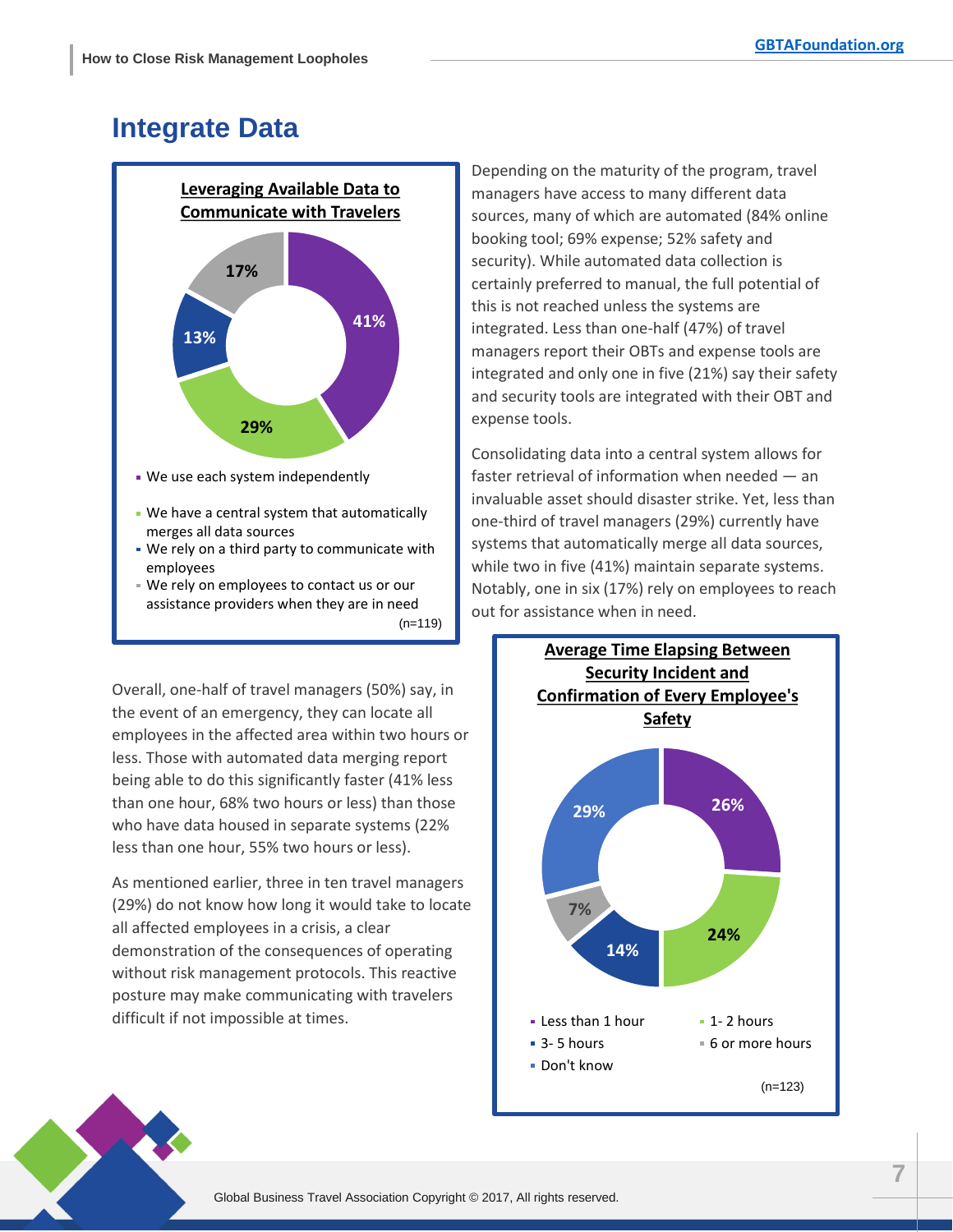## Integrate Data

**Leveraging Available Data to Communicate with Travelers**

41%
29%
13%
17%

- We use each system independently
- We have a central system that automatically merges all data sources
- We rely on a third party to communicate with employees
- We rely on employees to contact us or our assistance providers when they are in need

(n=119)

Depending on the maturity of the program, travel managers have access to many different data sources, many of which are automated (84% online booking tool; 69% expense; 52% safety and security). While automated data collection is certainly preferred to manual, the full potential of this is not reached unless the systems are integrated. Less than one-half (47%) of travel managers report their OBTs and expense tools are integrated and only one in five (21%) say their safety and security tools are integrated with their OBT and expense tools.

Consolidating data into a central system allows for faster retrieval of information when needed — an invaluable asset should disaster strike. Yet, less than one-third of travel managers (29%) currently have systems that automatically merge all data sources, while two in five (41%) maintain separate systems. Notably, one in six (17%) rely on employees to reach out for assistance when in need.

**Average Time Elapsing Between Security Incident and Confirmation of Every Employee's Safety**

26%
24%
14%
7%
29%

- Less than 1 hour
- 1- 2 hours
- 3- 5 hours
- 6 or more hours
- Don't know

(n=123)

Overall, one-half of travel managers (50%) say, in the event of an emergency, they can locate all employees in the affected area within two hours or less. Those with automated data merging report being able to do this significantly faster (41% less than one hour, 68% two hours or less) than those who have data housed in separate systems (22% less than one hour, 55% two hours or less).

As mentioned earlier, three in ten travel managers (29%) do not know how long it would take to locate all affected employees in a crisis, a clear demonstration of the consequences of operating without risk management protocols. This reactive posture may make communicating with travelers difficult if not impossible at times.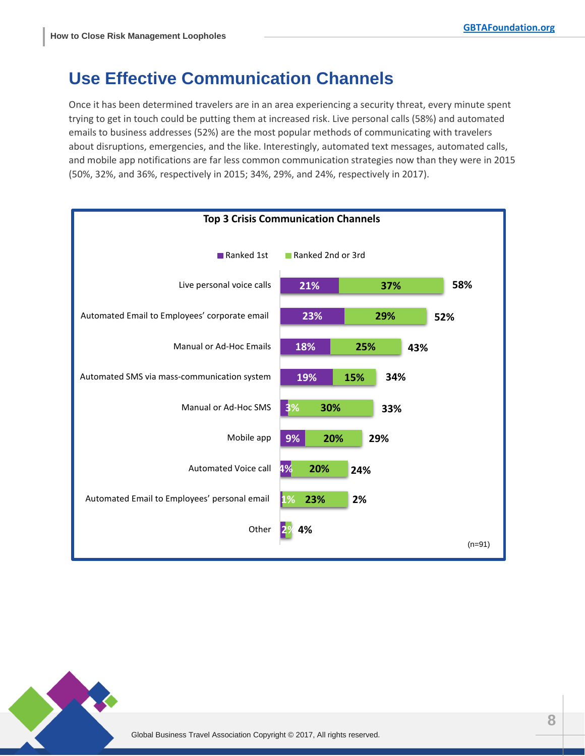# Use Effective Communication Channels

Once it has been determined travelers are in an area experiencing a security threat, every minute spent trying to get in touch could be putting them at increased risk. Live personal calls (58%) and automated emails to business addresses (52%) are the most popular methods of communicating with travelers about disruptions, emergencies, and the like. Interestingly, automated text messages, automated calls, and mobile app notifications are far less common communication strategies now than they were in 2015 (50%, 32%, and 36%, respectively in 2015; 34%, 29%, and 24%, respectively in 2017).

**Top 3 Crisis Communication Channels**

Ranked 1st
Ranked 2nd or 3rd

Live personal voice calls 21% 37% 58%
Automated Email to Employees' corporate email 23% 29% 52%
Manual or Ad-Hoc Emails 18% 25% 43%
Automated SMS via mass-communication system 19% 15% 34%
Manual or Ad-Hoc SMS 3% 30% 33%
Mobile app 9% 20% 29%
Automated Voice call 4% 20% 24%
Automated Email to Employees' personal email 1% 23% 2%
Other 2% 4%

(n=91)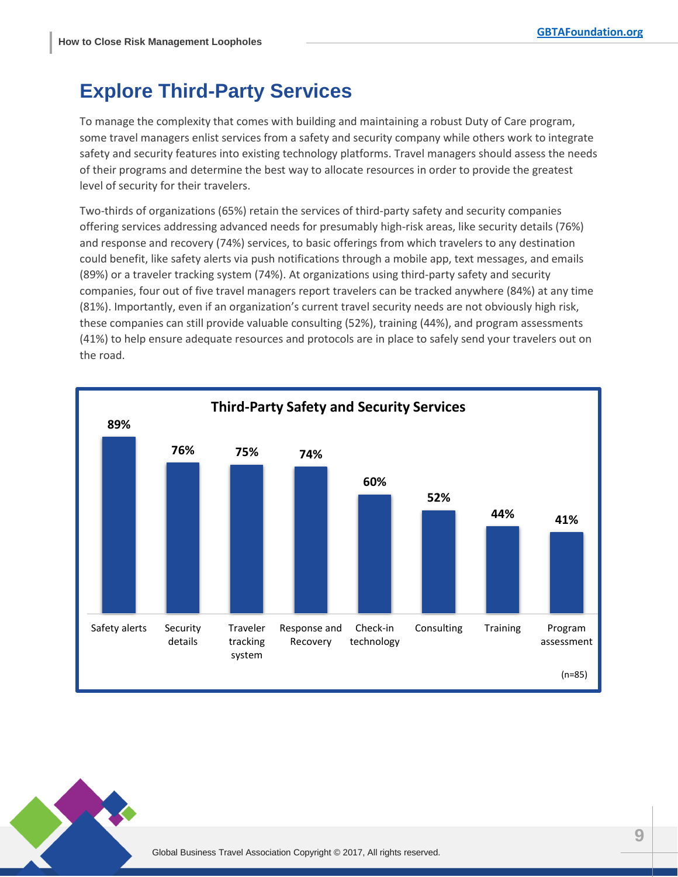# Explore Third-Party Services

To manage the complexity that comes with building and maintaining a robust Duty of Care program, some travel managers enlist services from a safety and security company while others work to integrate safety and security features into existing technology platforms. Travel managers should assess the needs of their programs and determine the best way to allocate resources in order to provide the greatest level of security for their travelers.

Two-thirds of organizations (65%) retain the services of third-party safety and security companies offering services addressing advanced needs for presumably high-risk areas, like security details (76%) and response and recovery (74%) services, to basic offerings from which travelers to any destination could benefit, like safety alerts via push notifications through a mobile app, text messages, and emails (89%) or a traveler tracking system (74%). At organizations using third-party safety and security companies, four out of five travel managers report travelers can be tracked anywhere (84%) at any time (81%). Importantly, even if an organization's current travel security needs are not obviously high risk, these companies can still provide valuable consulting (52%), training (44%), and program assessments (41%) to help ensure adequate resources and protocols are in place to safely send your travelers out on the road.

**Third-Party Safety and Security Services**

Safety alerts 89%
Security details 76%
Traveler tracking system 75%
Response and Recovery 74%
Check-in technology 60%
Consulting 52%
Training 44%
Program assessment 41%

(n=85)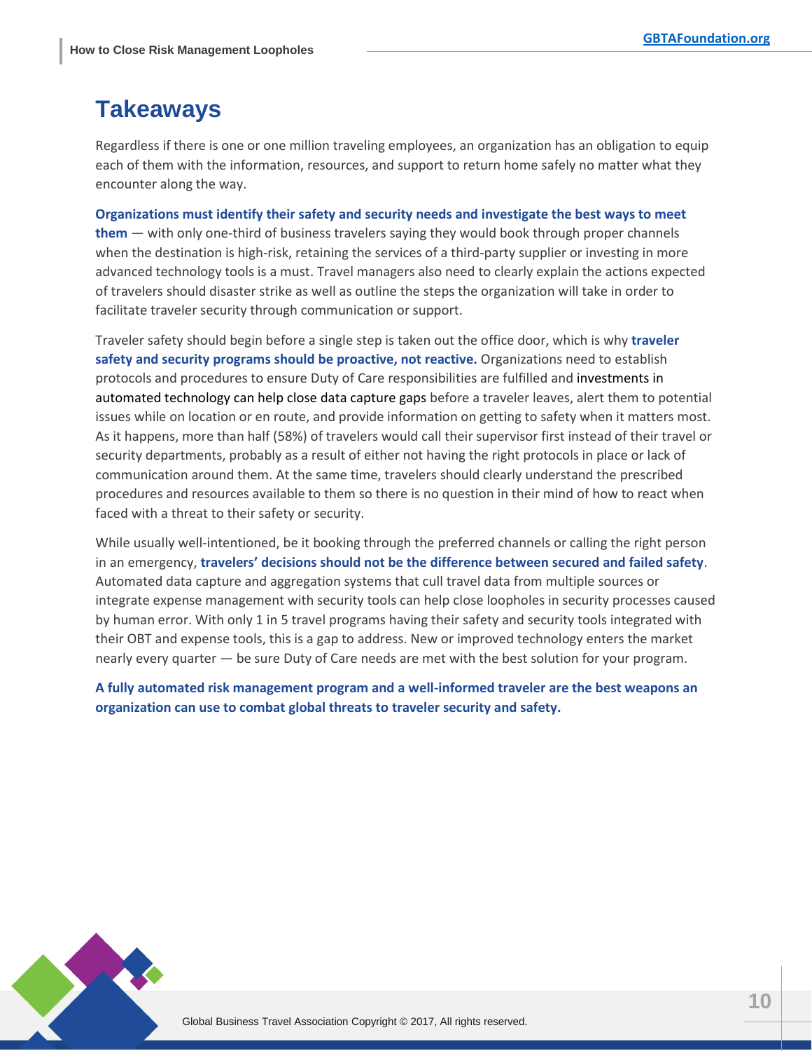# Takeaways

Regardless if there is one or one million traveling employees, an organization has an obligation to equip each of them with the information, resources, and support to return home safely no matter what they encounter along the way.

**Organizations must identify their safety and security needs and investigate the best ways to meet them** — with only one-third of business travelers saying they would book through proper channels when the destination is high-risk, retaining the services of a third-party supplier or investing in more advanced technology tools is a must. Travel managers also need to clearly explain the actions expected of travelers should disaster strike as well as outline the steps the organization will take in order to facilitate traveler security through communication or support.

Traveler safety should begin before a single step is taken out the office door, which is why **traveler safety and security programs should be proactive, not reactive.** Organizations need to establish protocols and procedures to ensure Duty of Care responsibilities are fulfilled and investments in automated technology can help close data capture gaps before a traveler leaves, alert them to potential issues while on location or en route, and provide information on getting to safety when it matters most. As it happens, more than half (58%) of travelers would call their supervisor first instead of their travel or security departments, probably as a result of either not having the right protocols in place or lack of communication around them. At the same time, travelers should clearly understand the prescribed procedures and resources available to them so there is no question in their mind of how to react when faced with a threat to their safety or security.

While usually well-intentioned, be it booking through the preferred channels or calling the right person in an emergency, **travelers' decisions should not be the difference between secured and failed safety**. Automated data capture and aggregation systems that cull travel data from multiple sources or integrate expense management with security tools can help close loopholes in security processes caused by human error. With only 1 in 5 travel programs having their safety and security tools integrated with their OBT and expense tools, this is a gap to address. New or improved technology enters the market nearly every quarter — be sure Duty of Care needs are met with the best solution for your program.

**A fully automated risk management program and a well-informed traveler are the best weapons an organization can use to combat global threats to traveler security and safety.**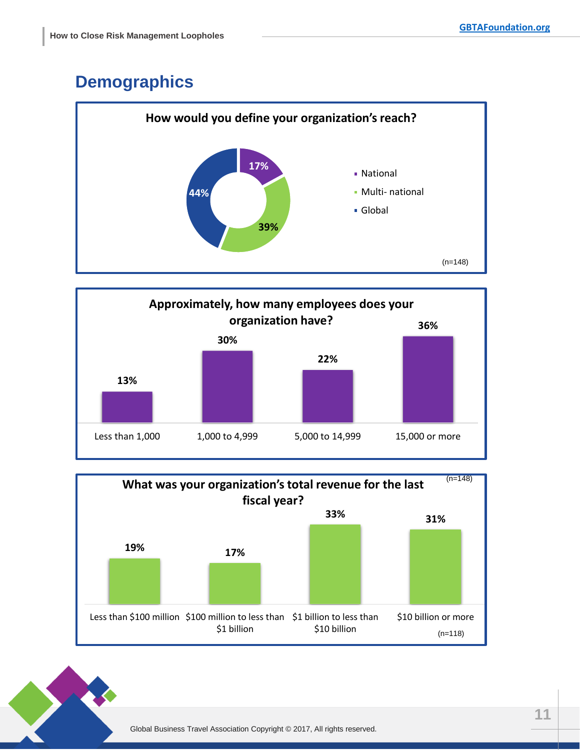## Demographics

**How would you define your organization's reach?**

17%
44%
39%

National
Multi- national
Global

(n=148)

**Approximately, how many employees does your organization have?**

13%
30%
22%
36%

Less than 1,000
1,000 to 4,999
5,000 to 14,999
15,000 or more

(n=148)

**What was your organization's total revenue for the last fiscal year?**

19%
17%
33%
31%

Less than $100 million
$100 million to less than $1 billion
$1 billion to less than $10 billion
$10 billion or more

(n=118)

Global Business Travel Association Copyright © 2017, All rights reserved.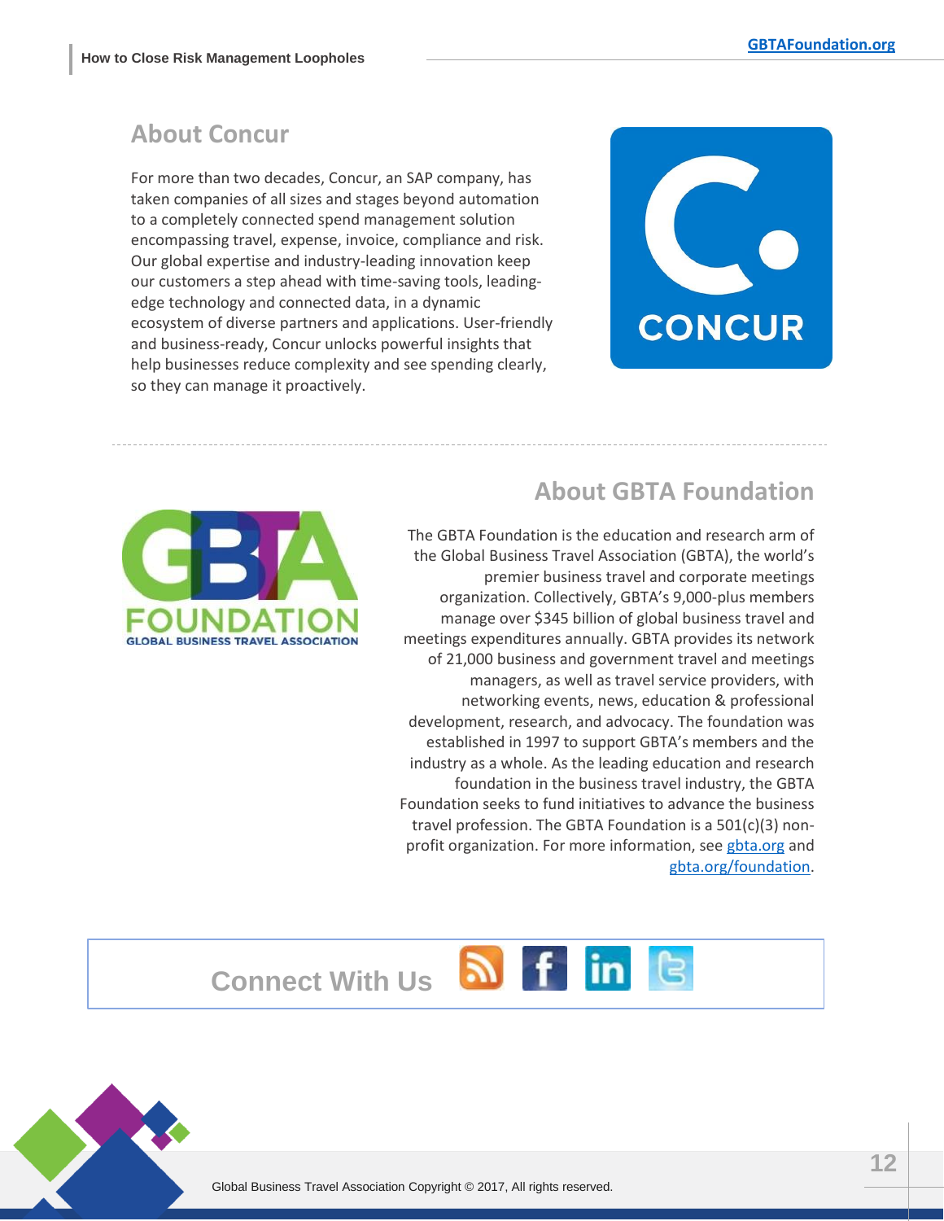## About Concur

For more than two decades, Concur, an SAP company, has taken companies of all sizes and stages beyond automation to a completely connected spend management solution encompassing travel, expense, invoice, compliance and risk. Our global expertise and industry-leading innovation keep our customers a step ahead with time-saving tools, leading-edge technology and connected data, in a dynamic ecosystem of diverse partners and applications. User-friendly and business-ready, Concur unlocks powerful insights that help businesses reduce complexity and see spending clearly, so they can manage it proactively.

## About GBTA Foundation

The GBTA Foundation is the education and research arm of the Global Business Travel Association (GBTA), the world's premier business travel and corporate meetings organization. Collectively, GBTA's 9,000-plus members manage over $345 billion of global business travel and meetings expenditures annually. GBTA provides its network of 21,000 business and government travel and meetings managers, as well as travel service providers, with networking events, news, education & professional development, research, and advocacy. The foundation was established in 1997 to support GBTA's members and the industry as a whole. As the leading education and research foundation in the business travel industry, the GBTA Foundation seeks to fund initiatives to advance the business travel profession. The GBTA Foundation is a 501(c)(3) non-profit organization. For more information, see gbta.org and gbta.org/foundation.

Connect With Us

Global Business Travel Association Copyright © 2017, All rights reserved.